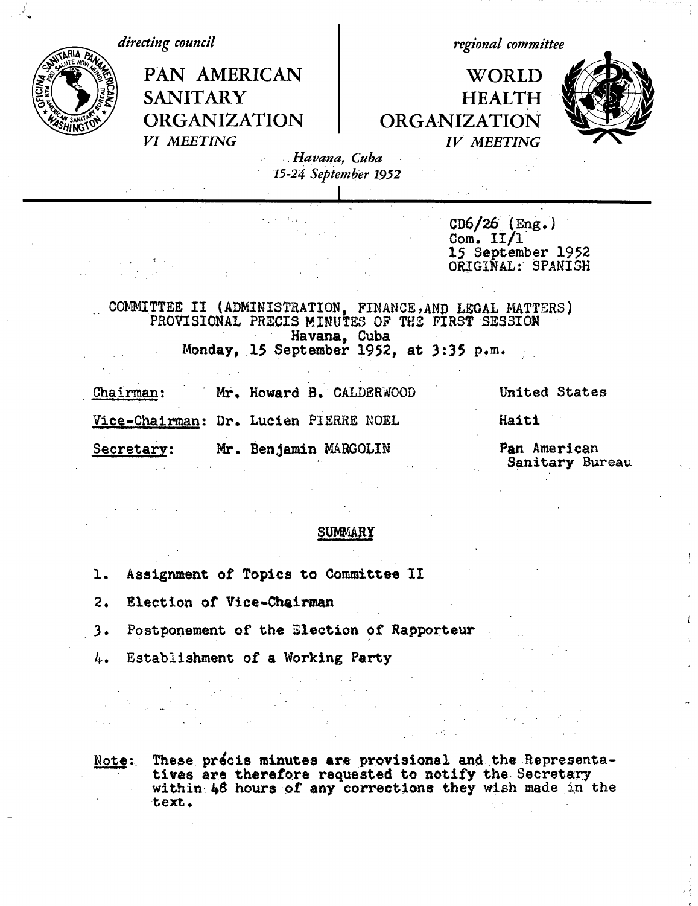*directing council*

PAN AMERICAN SANITARY ORGANIZATION

*VI MEETING*

*regional committee*

WORLD HEALTH ORGANIZATION

*IV MEETING*

*Havana, Cuba*
*15-24 September 1952*

CD6/26 (Eng.)
Com. II/1
15 September 1952
ORIGINAL: SPANISH

COMMITTEE II (ADMINISTRATION, FINANCE, AND LEGAL MATTERS)
PROVISIONAL PRECIS MINUTES OF THE FIRST SESSION
Havana, Cuba
Monday, 15 September 1952, at 3:35 p.m.

| | | |
|---|---|---|
| Chairman: | Mr. Howard B. CALDERWOOD | United States |
| Vice-Chairman: | Dr. Lucien PIERRE NOEL | Haiti |
| Secretary: | Mr. Benjamin MARGOLIN | Pan American Sanitary Bureau |

## SUMMARY

1. Assignment of Topics to Committee II
2. Election of Vice-Chairman
3. Postponement of the Election of Rapporteur
4. Establishment of a Working Party

Note: These précis minutes are provisional and the Representatives are therefore requested to notify the Secretary within 48 hours of any corrections they wish made in the text.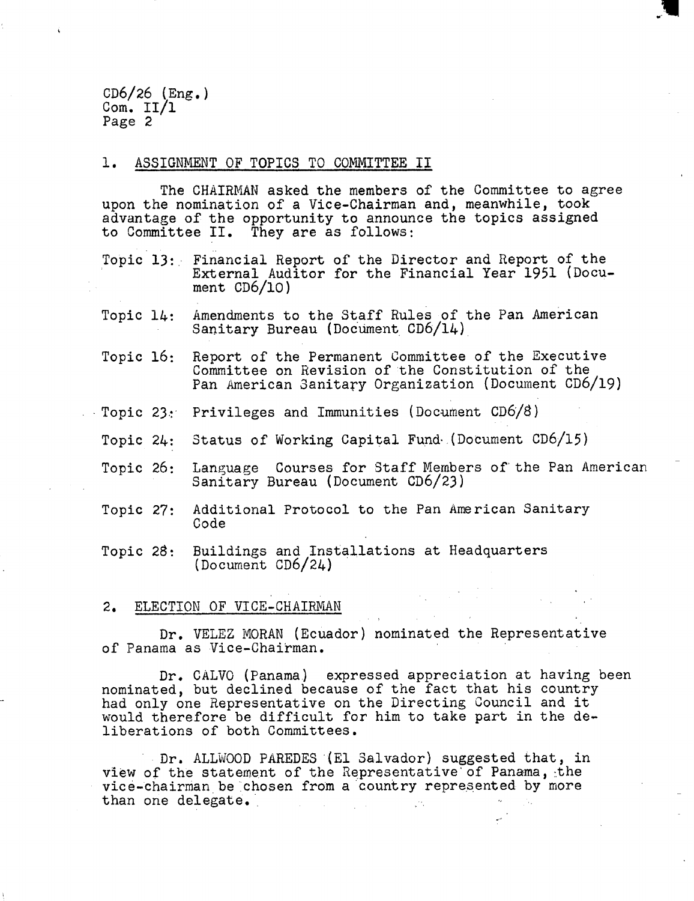## 1. ASSIGNMENT OF TOPICS TO COMMITTEE II

The CHAIRMAN asked the members of the Committee to agree upon the nomination of a Vice-Chairman and, meanwhile, took advantage of the opportunity to announce the topics assigned to Committee II. They are as follows:

Topic 13: Financial Report of the Director and Report of the External Auditor for the Financial Year 1951 (Document CD6/10)

Topic 14: Amendments to the Staff Rules of the Pan American Sanitary Bureau (Document CD6/14)

Topic 16: Report of the Permanent Committee of the Executive Committee on Revision of the Constitution of the Pan American Sanitary Organization (Document CD6/19)

Topic 23: Privileges and Immunities (Document CD6/8)

Topic 24: Status of Working Capital Fund (Document CD6/15)

Topic 26: Language Courses for Staff Members of the Pan American Sanitary Bureau (Document CD6/23)

Topic 27: Additional Protocol to the Pan American Sanitary Code

Topic 28: Buildings and Installations at Headquarters (Document CD6/24)

## 2. ELECTION OF VICE-CHAIRMAN

Dr. VELEZ MORAN (Ecuador) nominated the Representative of Panama as Vice-Chairman.

Dr. CALVO (Panama) expressed appreciation at having been nominated, but declined because of the fact that his country had only one Representative on the Directing Council and it would therefore be difficult for him to take part in the deliberations of both Committees.

Dr. ALLWOOD PAREDES (El Salvador) suggested that, in view of the statement of the Representative of Panama, the vice-chairman be chosen from a country represented by more than one delegate.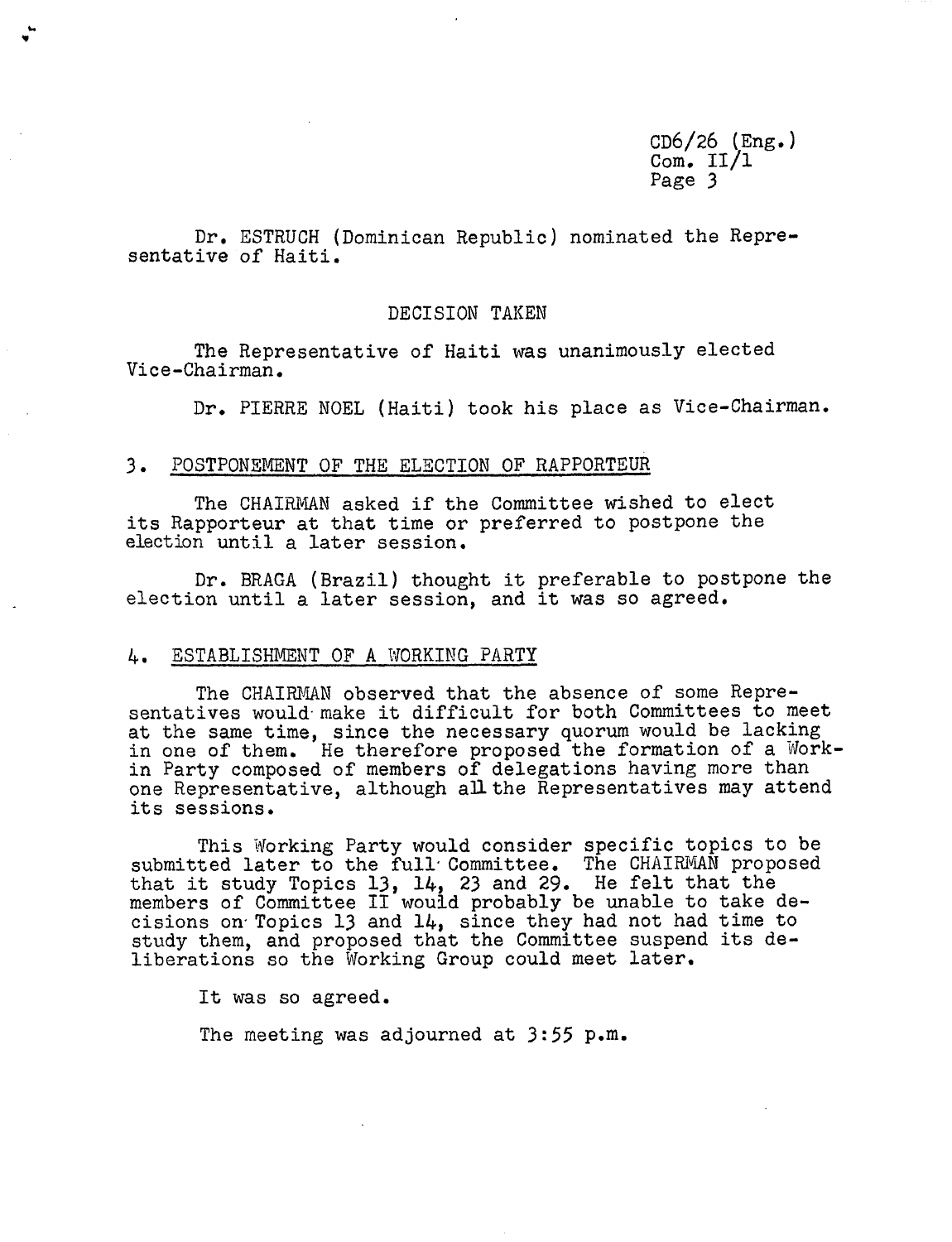Dr. ESTRUCH (Dominican Republic) nominated the Representative of Haiti.

DECISION TAKEN

The Representative of Haiti was unanimously elected Vice-Chairman.

Dr. PIERRE NOEL (Haiti) took his place as Vice-Chairman.

## 3. POSTPONEMENT OF THE ELECTION OF RAPPORTEUR

The CHAIRMAN asked if the Committee wished to elect its Rapporteur at that time or preferred to postpone the election until a later session.

Dr. BRAGA (Brazil) thought it preferable to postpone the election until a later session, and it was so agreed.

## 4. ESTABLISHMENT OF A WORKING PARTY

The CHAIRMAN observed that the absence of some Representatives would make it difficult for both Committees to meet at the same time, since the necessary quorum would be lacking in one of them. He therefore proposed the formation of a Workin Party composed of members of delegations having more than one Representative, although all the Representatives may attend its sessions.

This Working Party would consider specific topics to be submitted later to the full Committee. The CHAIRMAN proposed that it study Topics 13, 14, 23 and 29. He felt that the members of Committee II would probably be unable to take decisions on Topics 13 and 14, since they had not had time to study them, and proposed that the Committee suspend its deliberations so the Working Group could meet later.

It was so agreed.

The meeting was adjourned at 3:55 p.m.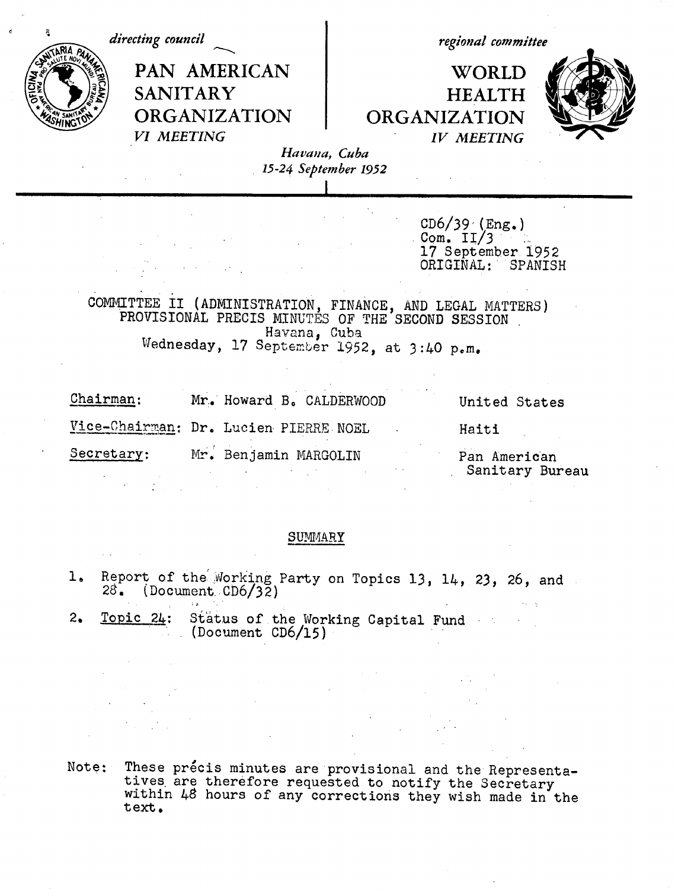*directing council*

**PAN AMERICAN SANITARY ORGANIZATION**

*VI MEETING*

*regional committee*

**WORLD HEALTH ORGANIZATION**

*IV MEETING*

*Havana, Cuba*
*15-24 September 1952*

CD6/39 (Eng.)
Com. II/3
17 September 1952
ORIGINAL: SPANISH

COMMITTEE II (ADMINISTRATION, FINANCE, AND LEGAL MATTERS)
PROVISIONAL PRECIS MINUTES OF THE SECOND SESSION
Havana, Cuba
Wednesday, 17 September 1952, at 3:40 p.m.

| | | |
|---|---|---|
| Chairman: | Mr. Howard B. CALDERWOOD | United States |
| Vice-Chairman: | Dr. Lucien PIERRE NOEL | Haiti |
| Secretary: | Mr. Benjamin MARGOLIN | Pan American Sanitary Bureau |

SUMMARY

1. Report of the Working Party on Topics 13, 14, 23, 26, and 28. (Document CD6/32)
2. Topic 24: Status of the Working Capital Fund (Document CD6/15)

Note: These précis minutes are provisional and the Representatives are therefore requested to notify the Secretary within 48 hours of any corrections they wish made in the text.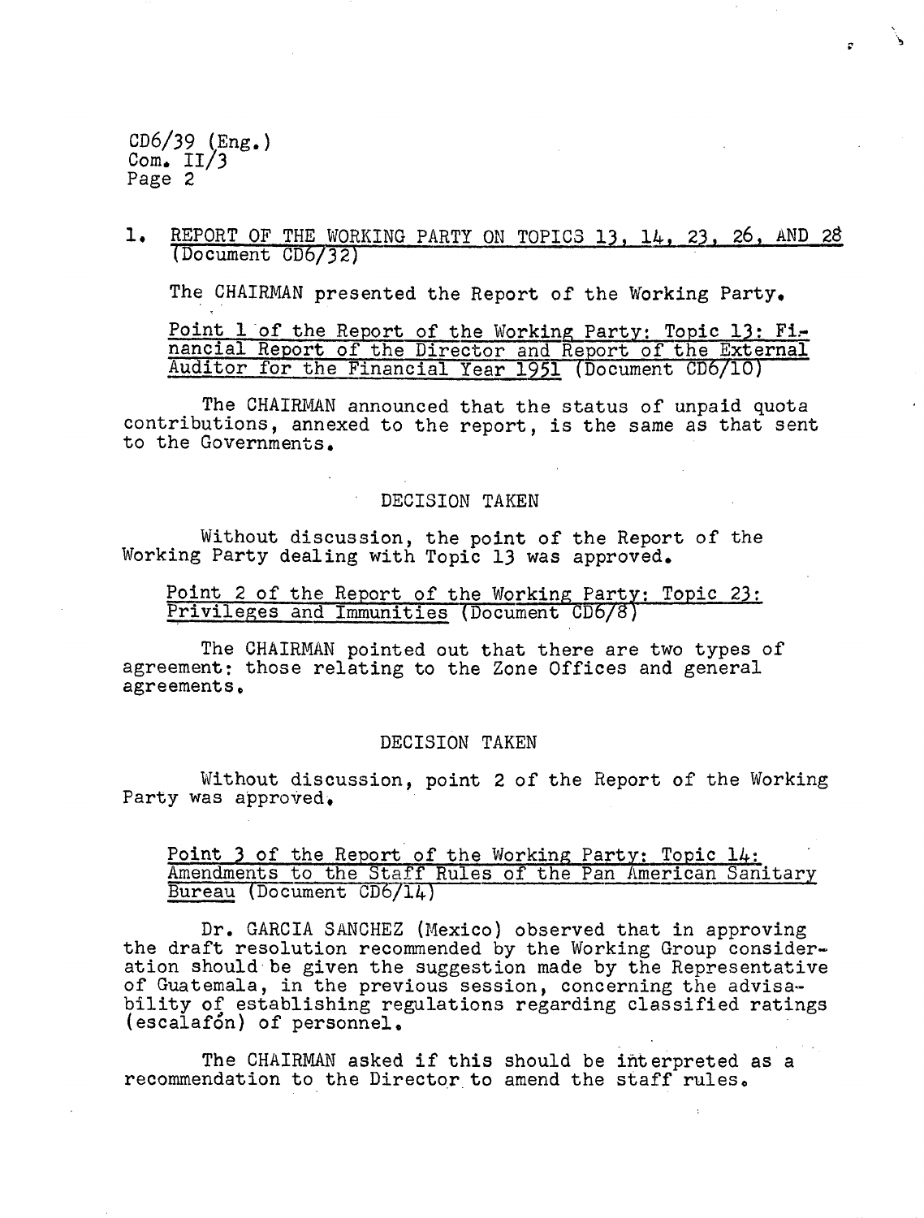## 1. REPORT OF THE WORKING PARTY ON TOPICS 13, 14, 23, 26, AND 28 (Document CD6/32)

The CHAIRMAN presented the Report of the Working Party.

### Point 1 of the Report of the Working Party: Topic 13: Financial Report of the Director and Report of the External Auditor for the Financial Year 1951 (Document CD6/10)

The CHAIRMAN announced that the status of unpaid quota contributions, annexed to the report, is the same as that sent to the Governments.

DECISION TAKEN

Without discussion, the point of the Report of the Working Party dealing with Topic 13 was approved.

### Point 2 of the Report of the Working Party: Topic 23: Privileges and Immunities (Document CD6/8)

The CHAIRMAN pointed out that there are two types of agreement: those relating to the Zone Offices and general agreements.

DECISION TAKEN

Without discussion, point 2 of the Report of the Working Party was approved.

### Point 3 of the Report of the Working Party: Topic 14: Amendments to the Staff Rules of the Pan American Sanitary Bureau (Document CD6/14)

Dr. GARCIA SANCHEZ (Mexico) observed that in approving the draft resolution recommended by the Working Group consideration should be given the suggestion made by the Representative of Guatemala, in the previous session, concerning the advisability of establishing regulations regarding classified ratings (escalafón) of personnel.

The CHAIRMAN asked if this should be interpreted as a recommendation to the Director to amend the staff rules.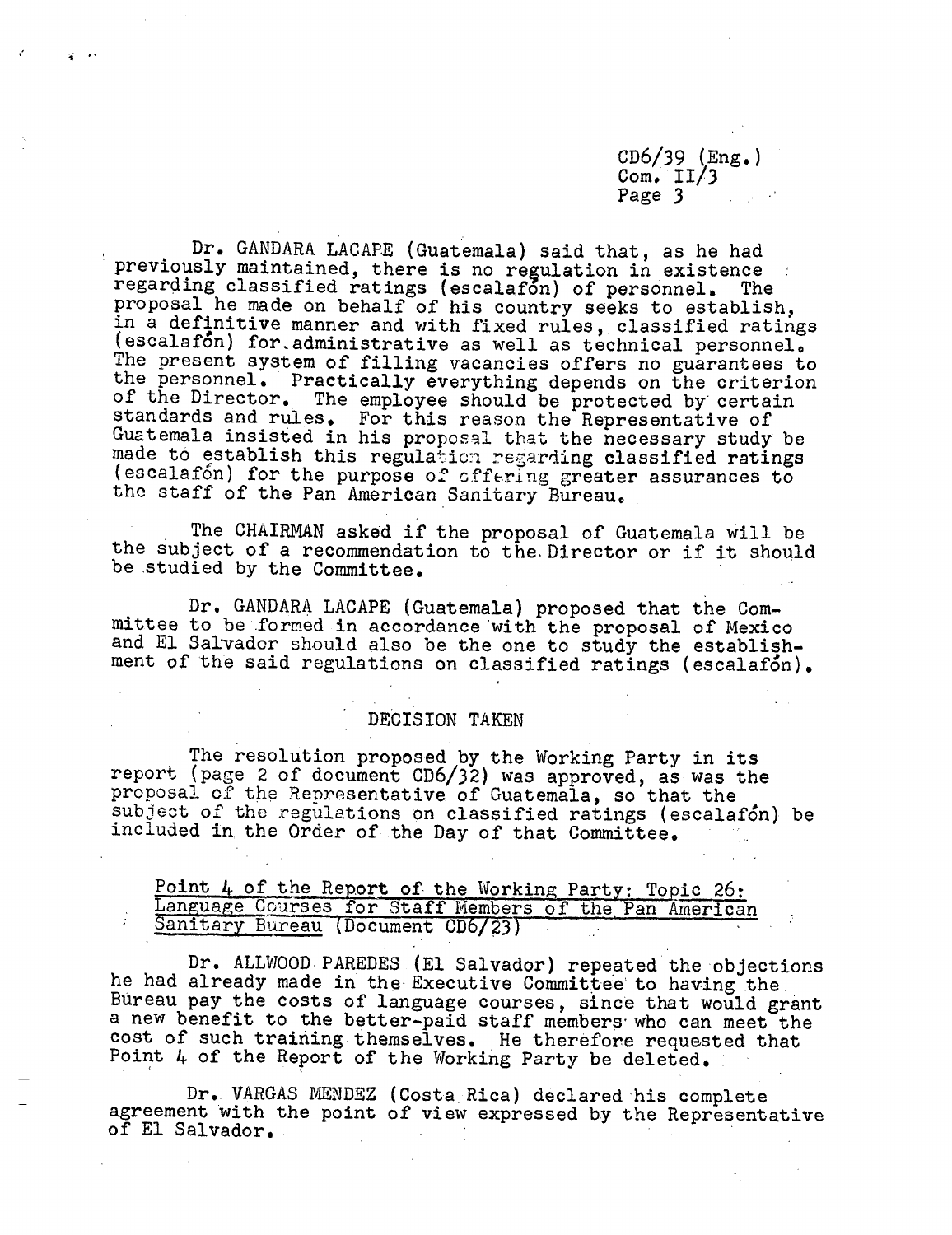Dr. GANDARA LACAPE (Guatemala) said that, as he had previously maintained, there is no regulation in existence regarding classified ratings (escalafón) of personnel. The proposal he made on behalf of his country seeks to establish, in a definitive manner and with fixed rules, classified ratings (escalafón) for administrative as well as technical personnel. The present system of filling vacancies offers no guarantees to the personnel. Practically everything depends on the criterion of the Director. The employee should be protected by certain standards and rules. For this reason the Representative of Guatemala insisted in his proposal that the necessary study be made to establish this regulation regarding classified ratings (escalafón) for the purpose of offering greater assurances to the staff of the Pan American Sanitary Bureau.

The CHAIRMAN asked if the proposal of Guatemala will be the subject of a recommendation to the Director or if it should be studied by the Committee.

Dr. GANDARA LACAPE (Guatemala) proposed that the Committee to be formed in accordance with the proposal of Mexico and El Salvador should also be the one to study the establishment of the said regulations on classified ratings (escalafón).

DECISION TAKEN

The resolution proposed by the Working Party in its report (page 2 of document CD6/32) was approved, as was the proposal of the Representative of Guatemala, so that the subject of the regulations on classified ratings (escalafón) be included in the Order of the Day of that Committee.

<u>Point 4 of the Report of the Working Party: Topic 26: Language Courses for Staff Members of the Pan American Sanitary Bureau (Document CD6/23)</u>

Dr. ALLWOOD PAREDES (El Salvador) repeated the objections he had already made in the Executive Committee to having the Bureau pay the costs of language courses, since that would grant a new benefit to the better-paid staff members who can meet the cost of such training themselves. He therefore requested that Point 4 of the Report of the Working Party be deleted.

Dr. VARGAS MENDEZ (Costa Rica) declared his complete agreement with the point of view expressed by the Representative of El Salvador.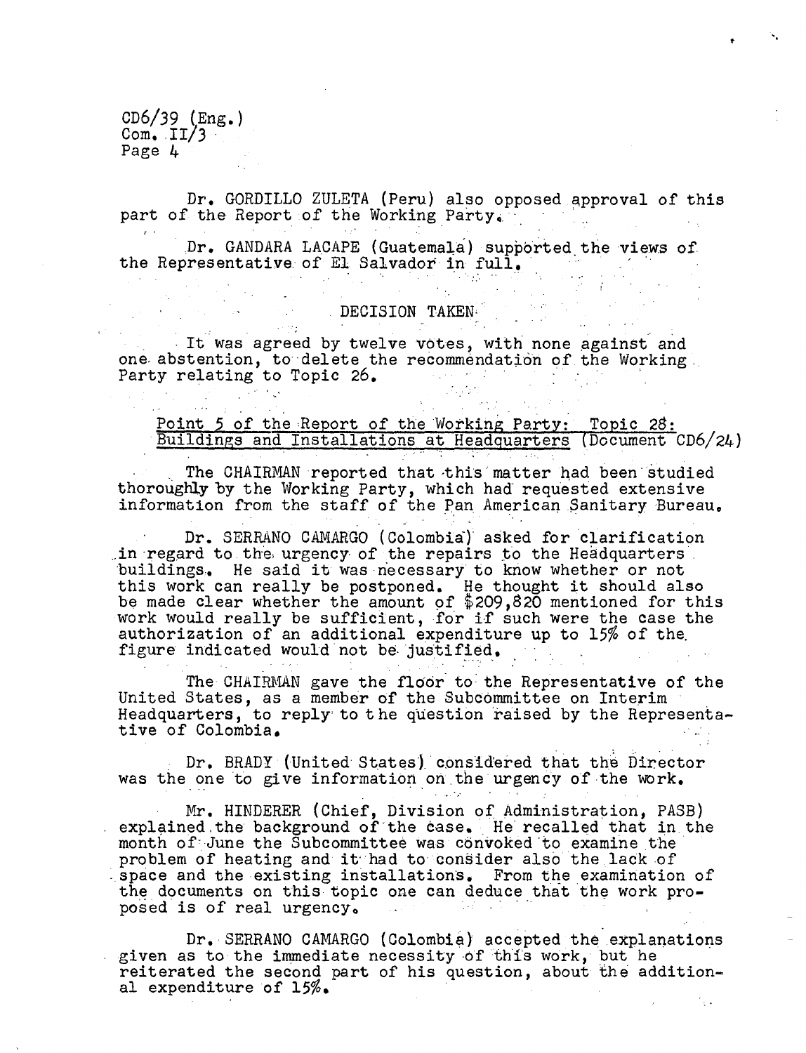Dr. GORDILLO ZULETA (Peru) also opposed approval of this part of the Report of the Working Party.

Dr. GANDARA LACAPE (Guatemala) supported the views of the Representative of El Salvador in full.

DECISION TAKEN

It was agreed by twelve votes, with none against and one abstention, to delete the recommendation of the Working Party relating to Topic 26.

Point 5 of the Report of the Working Party: Topic 28: Buildings and Installations at Headquarters (Document CD6/24)

The CHAIRMAN reported that this matter had been studied thoroughly by the Working Party, which had requested extensive information from the staff of the Pan American Sanitary Bureau.

Dr. SERRANO CAMARGO (Colombia) asked for clarification in regard to the urgency of the repairs to the Headquarters buildings. He said it was necessary to know whether or not this work can really be postponed. He thought it should also be made clear whether the amount of $209,820 mentioned for this work would really be sufficient, for if such were the case the authorization of an additional expenditure up to 15% of the figure indicated would not be justified.

The CHAIRMAN gave the floor to the Representative of the United States, as a member of the Subcommittee on Interim Headquarters, to reply to the question raised by the Representative of Colombia.

Dr. BRADY (United States) considered that the Director was the one to give information on the urgency of the work.

Mr. HINDERER (Chief, Division of Administration, PASB) explained the background of the case. He recalled that in the month of June the Subcommittee was convoked to examine the problem of heating and it had to consider also the lack of space and the existing installations. From the examination of the documents on this topic one can deduce that the work proposed is of real urgency.

Dr. SERRANO CAMARGO (Colombia) accepted the explanations given as to the immediate necessity of this work, but he reiterated the second part of his question, about the additional expenditure of 15%.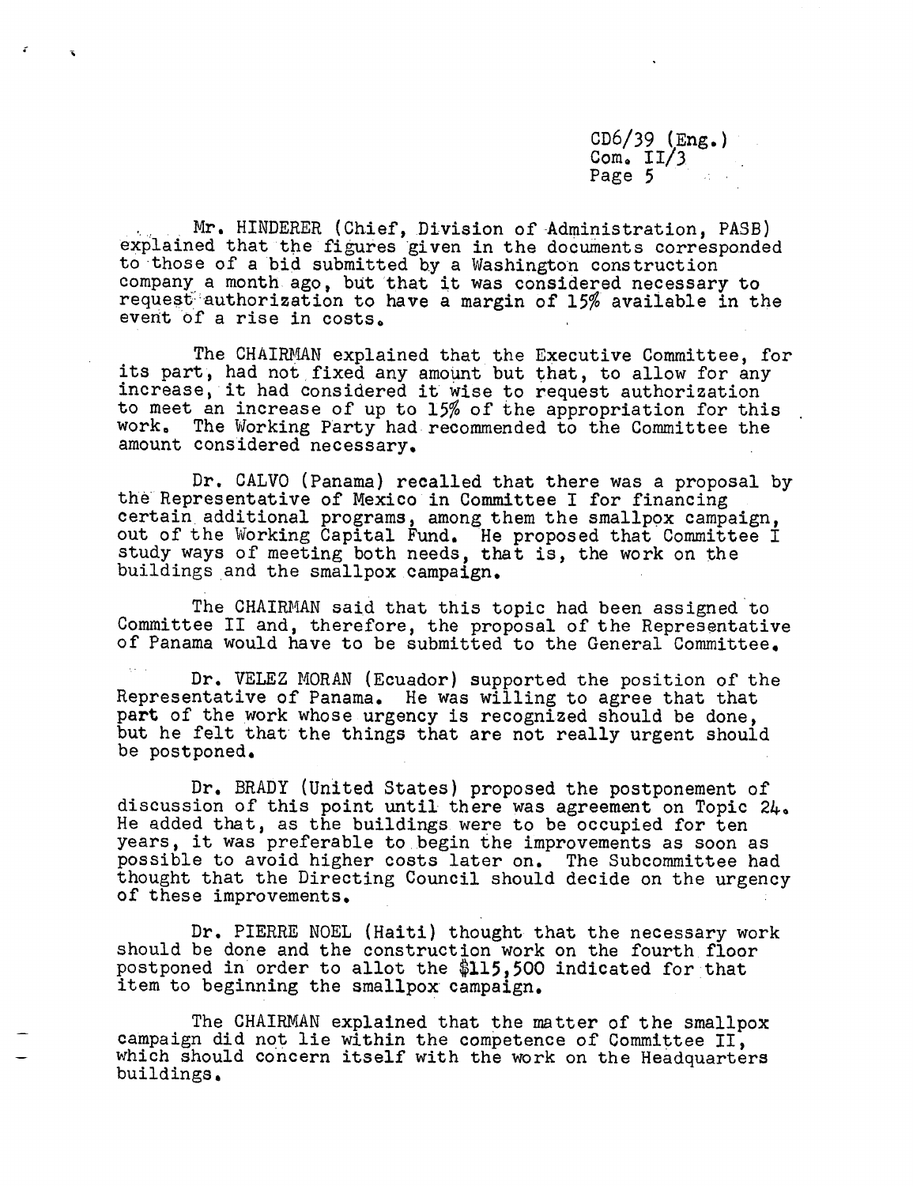Mr. HINDERER (Chief, Division of Administration, PASB) explained that the figures given in the documents corresponded to those of a bid submitted by a Washington construction company a month ago, but that it was considered necessary to request authorization to have a margin of 15% available in the event of a rise in costs.

The CHAIRMAN explained that the Executive Committee, for its part, had not fixed any amount but that, to allow for any increase, it had considered it wise to request authorization to meet an increase of up to 15% of the appropriation for this work. The Working Party had recommended to the Committee the amount considered necessary.

Dr. CALVO (Panama) recalled that there was a proposal by the Representative of Mexico in Committee I for financing certain additional programs, among them the smallpox campaign, out of the Working Capital Fund. He proposed that Committee I study ways of meeting both needs, that is, the work on the buildings and the smallpox campaign.

The CHAIRMAN said that this topic had been assigned to Committee II and, therefore, the proposal of the Representative of Panama would have to be submitted to the General Committee.

Dr. VELEZ MORAN (Ecuador) supported the position of the Representative of Panama. He was willing to agree that that part of the work whose urgency is recognized should be done, but he felt that the things that are not really urgent should be postponed.

Dr. BRADY (United States) proposed the postponement of discussion of this point until there was agreement on Topic 24. He added that, as the buildings were to be occupied for ten years, it was preferable to begin the improvements as soon as possible to avoid higher costs later on. The Subcommittee had thought that the Directing Council should decide on the urgency of these improvements.

Dr. PIERRE NOEL (Haiti) thought that the necessary work should be done and the construction work on the fourth floor postponed in order to allot the $115,500 indicated for that item to beginning the smallpox campaign.

The CHAIRMAN explained that the matter of the smallpox campaign did not lie within the competence of Committee II, which should concern itself with the work on the Headquarters buildings.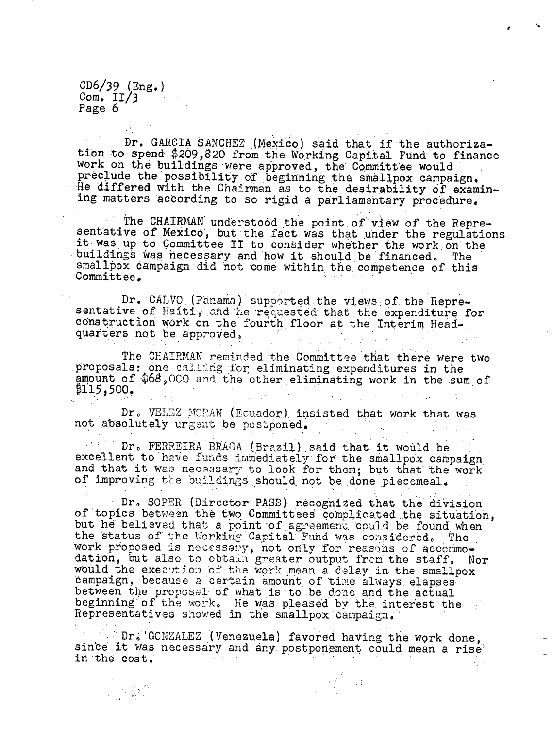Dr. GARCIA SANCHEZ (Mexico) said that if the authorization to spend $209,820 from the Working Capital Fund to finance work on the buildings were approved, the Committee would preclude the possibility of beginning the smallpox campaign. He differed with the Chairman as to the desirability of examining matters according to so rigid a parliamentary procedure.

The CHAIRMAN understood the point of view of the Representative of Mexico, but the fact was that under the regulations it was up to Committee II to consider whether the work on the buildings was necessary and how it should be financed. The smallpox campaign did not come within the competence of this Committee.

Dr. CALVO (Panama) supported the views of the Representative of Haiti, and he requested that the expenditure for construction work on the fourth floor at the Interim Headquarters not be approved.

The CHAIRMAN reminded the Committee that there were two proposals: one calling for eliminating expenditures in the amount of $68,000 and the other eliminating work in the sum of $115,500.

Dr. VELEZ MORAN (Ecuador) insisted that work that was not absolutely urgent be postponed.

Dr. FERREIRA BRAGA (Brazil) said that it would be excellent to have funds immediately for the smallpox campaign and that it was necessary to look for them; but that the work of improving the buildings should not be done piecemeal.

Dr. SOPER (Director PASB) recognized that the division of topics between the two Committees complicated the situation, but he believed that a point of agreement could be found when the status of the Working Capital Fund was considered. The work proposed is necessary, not only for reasons of accommodation, but also to obtain greater output from the staff. Nor would the execution of the work mean a delay in the smallpox campaign, because a certain amount of time always elapses between the proposal of what is to be done and the actual beginning of the work. He was pleased by the interest the Representatives showed in the smallpox campaign.

Dr. GONZALEZ (Venezuela) favored having the work done, since it was necessary and any postponement could mean a rise in the cost.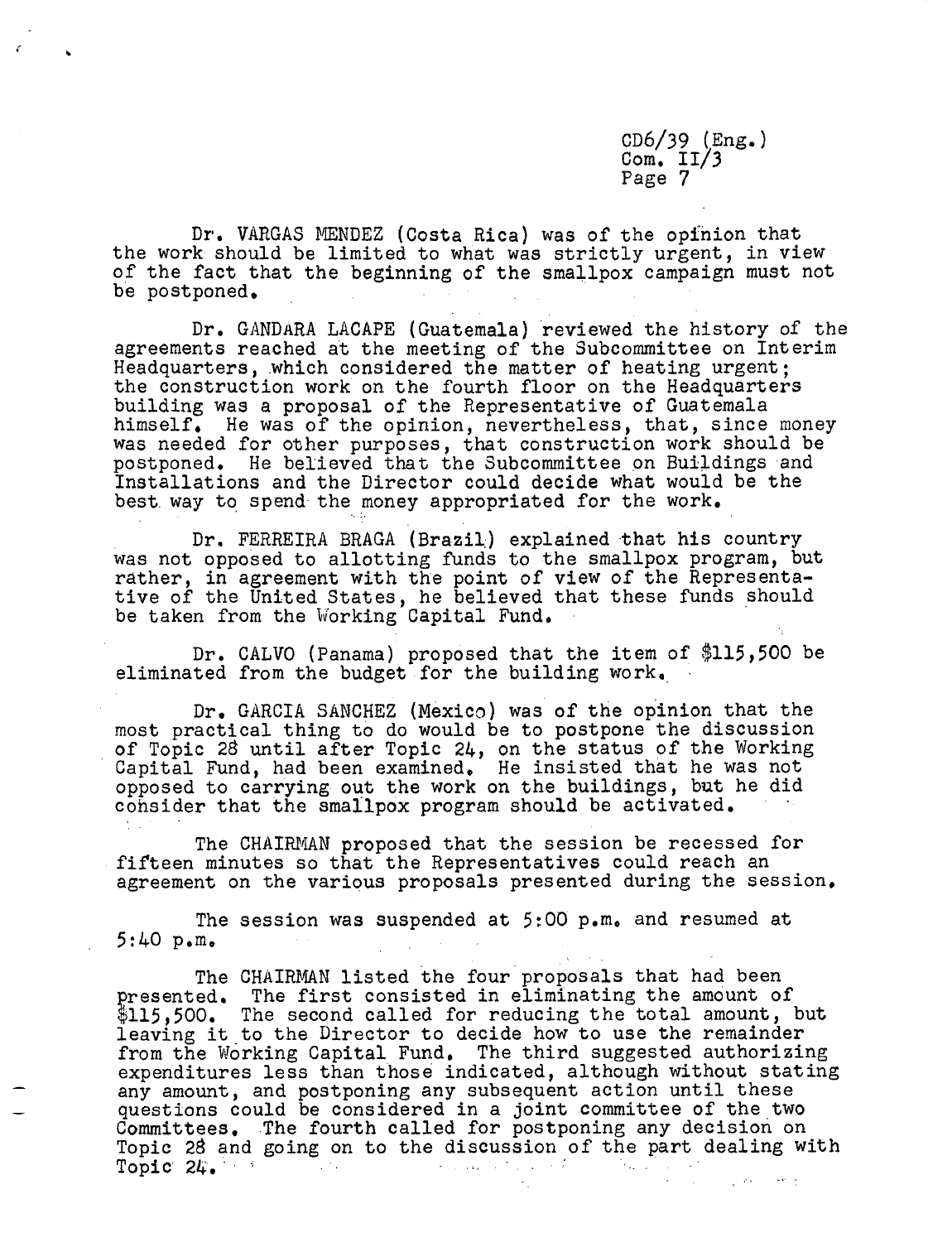Dr. VARGAS MENDEZ (Costa Rica) was of the opinion that the work should be limited to what was strictly urgent, in view of the fact that the beginning of the smallpox campaign must not be postponed.

Dr. GANDARA LACAPE (Guatemala) reviewed the history of the agreements reached at the meeting of the Subcommittee on Interim Headquarters, which considered the matter of heating urgent; the construction work on the fourth floor on the Headquarters building was a proposal of the Representative of Guatemala himself. He was of the opinion, nevertheless, that, since money was needed for other purposes, that construction work should be postponed. He believed that the Subcommittee on Buildings and Installations and the Director could decide what would be the best way to spend the money appropriated for the work.

Dr. FERREIRA BRAGA (Brazil) explained that his country was not opposed to allotting funds to the smallpox program, but rather, in agreement with the point of view of the Representative of the United States, he believed that these funds should be taken from the Working Capital Fund.

Dr. CALVO (Panama) proposed that the item of $115,500 be eliminated from the budget for the building work.

Dr. GARCIA SANCHEZ (Mexico) was of the opinion that the most practical thing to do would be to postpone the discussion of Topic 28 until after Topic 24, on the status of the Working Capital Fund, had been examined. He insisted that he was not opposed to carrying out the work on the buildings, but he did consider that the smallpox program should be activated.

The CHAIRMAN proposed that the session be recessed for fifteen minutes so that the Representatives could reach an agreement on the various proposals presented during the session.

The session was suspended at 5:00 p.m. and resumed at 5:40 p.m.

The CHAIRMAN listed the four proposals that had been presented. The first consisted in eliminating the amount of $115,500. The second called for reducing the total amount, but leaving it to the Director to decide how to use the remainder from the Working Capital Fund. The third suggested authorizing expenditures less than those indicated, although without stating any amount, and postponing any subsequent action until these questions could be considered in a joint committee of the two Committees. The fourth called for postponing any decision on Topic 28 and going on to the discussion of the part dealing with Topic 24.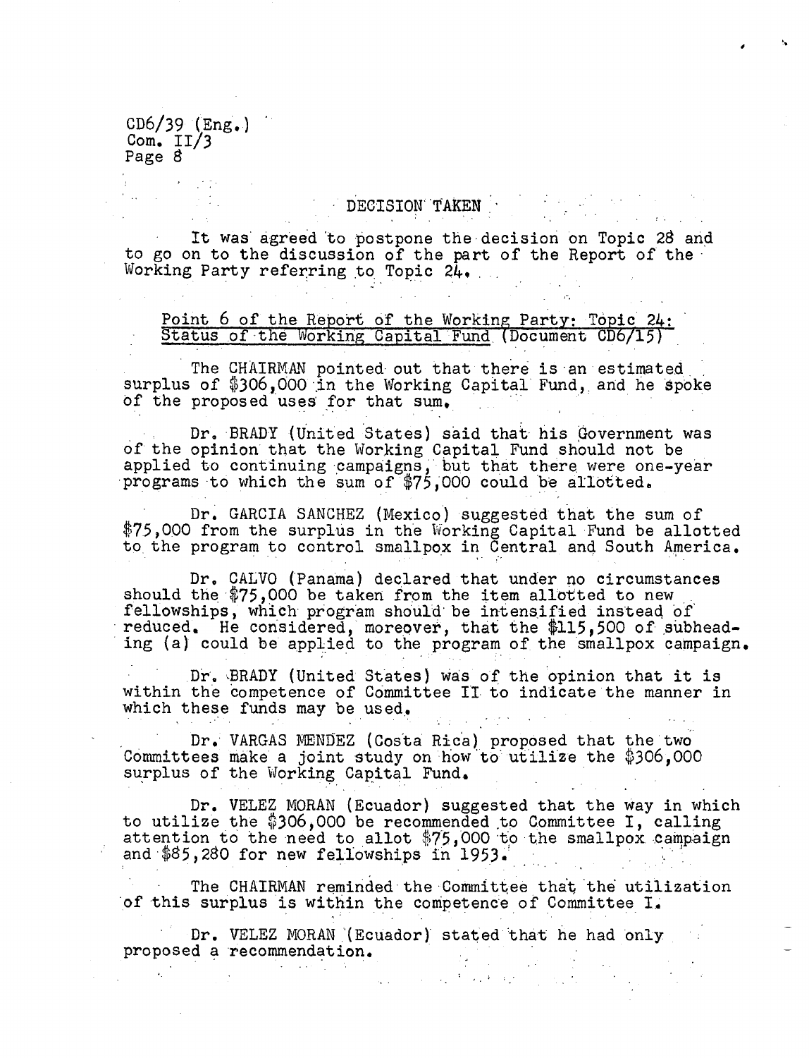## DECISION TAKEN

It was agreed to postpone the decision on Topic 28 and to go on to the discussion of the part of the Report of the Working Party referring to Topic 24.

### Point 6 of the Report of the Working Party: Topic 24: Status of the Working Capital Fund (Document CD6/15)

The CHAIRMAN pointed out that there is an estimated surplus of $306,000 in the Working Capital Fund, and he spoke of the proposed uses for that sum.

Dr. BRADY (United States) said that his Government was of the opinion that the Working Capital Fund should not be applied to continuing campaigns, but that there were one-year programs to which the sum of $75,000 could be allotted.

Dr. GARCIA SANCHEZ (Mexico) suggested that the sum of $75,000 from the surplus in the Working Capital Fund be allotted to the program to control smallpox in Central and South America.

Dr. CALVO (Panama) declared that under no circumstances should the $75,000 be taken from the item allotted to new fellowships, which program should be intensified instead of reduced. He considered, moreover, that the $115,500 of subheading (a) could be applied to the program of the smallpox campaign.

Dr. BRADY (United States) was of the opinion that it is within the competence of Committee II to indicate the manner in which these funds may be used.

Dr. VARGAS MENDEZ (Costa Rica) proposed that the two Committees make a joint study on how to utilize the $306,000 surplus of the Working Capital Fund.

Dr. VELEZ MORAN (Ecuador) suggested that the way in which to utilize the $306,000 be recommended to Committee I, calling attention to the need to allot $75,000 to the smallpox campaign and $85,280 for new fellowships in 1953.

The CHAIRMAN reminded the Committee that the utilization of this surplus is within the competence of Committee I.

Dr. VELEZ MORAN (Ecuador) stated that he had only proposed a recommendation.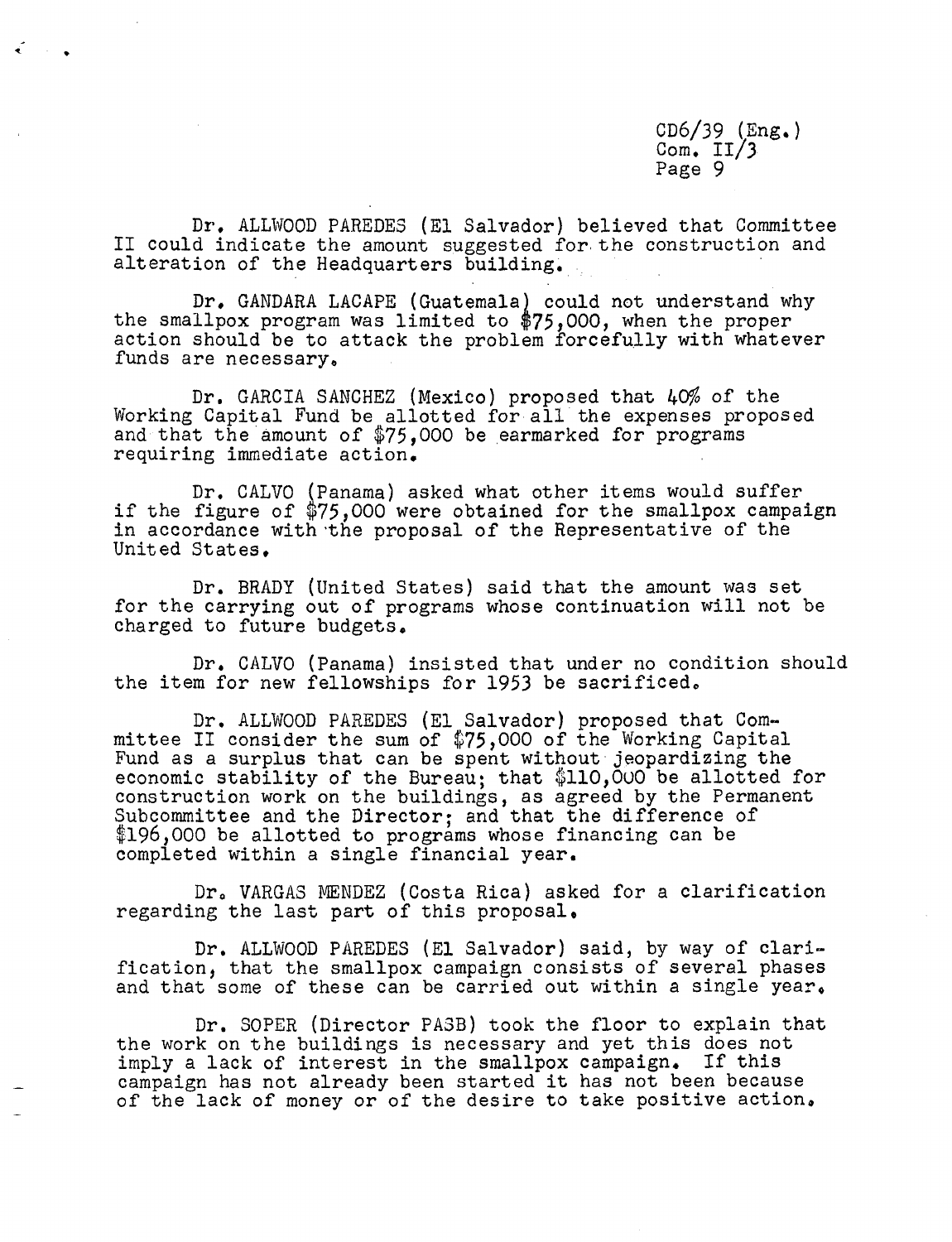Dr. ALLWOOD PAREDES (El Salvador) believed that Committee II could indicate the amount suggested for the construction and alteration of the Headquarters building.

Dr. GANDARA LACAPE (Guatemala) could not understand why the smallpox program was limited to $75,000, when the proper action should be to attack the problem forcefully with whatever funds are necessary.

Dr. GARCIA SANCHEZ (Mexico) proposed that 40% of the Working Capital Fund be allotted for all the expenses proposed and that the amount of $75,000 be earmarked for programs requiring immediate action.

Dr. CALVO (Panama) asked what other items would suffer if the figure of $75,000 were obtained for the smallpox campaign in accordance with the proposal of the Representative of the United States.

Dr. BRADY (United States) said that the amount was set for the carrying out of programs whose continuation will not be charged to future budgets.

Dr. CALVO (Panama) insisted that under no condition should the item for new fellowships for 1953 be sacrificed.

Dr. ALLWOOD PAREDES (El Salvador) proposed that Committee II consider the sum of $75,000 of the Working Capital Fund as a surplus that can be spent without jeopardizing the economic stability of the Bureau; that $110,000 be allotted for construction work on the buildings, as agreed by the Permanent Subcommittee and the Director; and that the difference of $196,000 be allotted to programs whose financing can be completed within a single financial year.

Dr. VARGAS MENDEZ (Costa Rica) asked for a clarification regarding the last part of this proposal.

Dr. ALLWOOD PAREDES (El Salvador) said, by way of clarification, that the smallpox campaign consists of several phases and that some of these can be carried out within a single year.

Dr. SOPER (Director PASB) took the floor to explain that the work on the buildings is necessary and yet this does not imply a lack of interest in the smallpox campaign. If this campaign has not already been started it has not been because of the lack of money or of the desire to take positive action.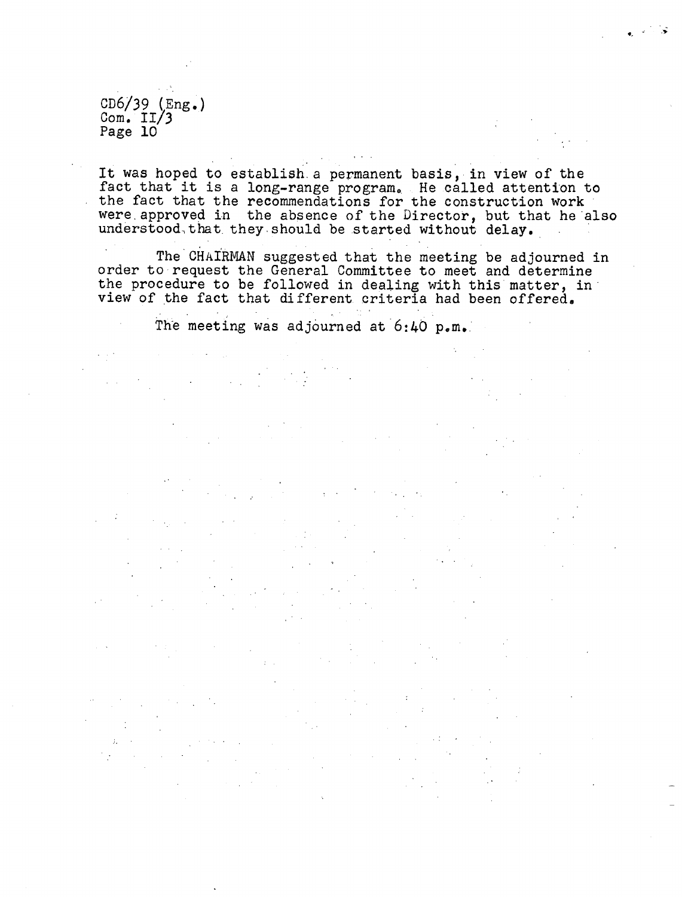It was hoped to establish a permanent basis, in view of the fact that it is a long-range program. He called attention to the fact that the recommendations for the construction work were approved in the absence of the Director, but that he also understood that they should be started without delay.

The CHAIRMAN suggested that the meeting be adjourned in order to request the General Committee to meet and determine the procedure to be followed in dealing with this matter, in view of the fact that different criteria had been offered.

The meeting was adjourned at 6:40 p.m.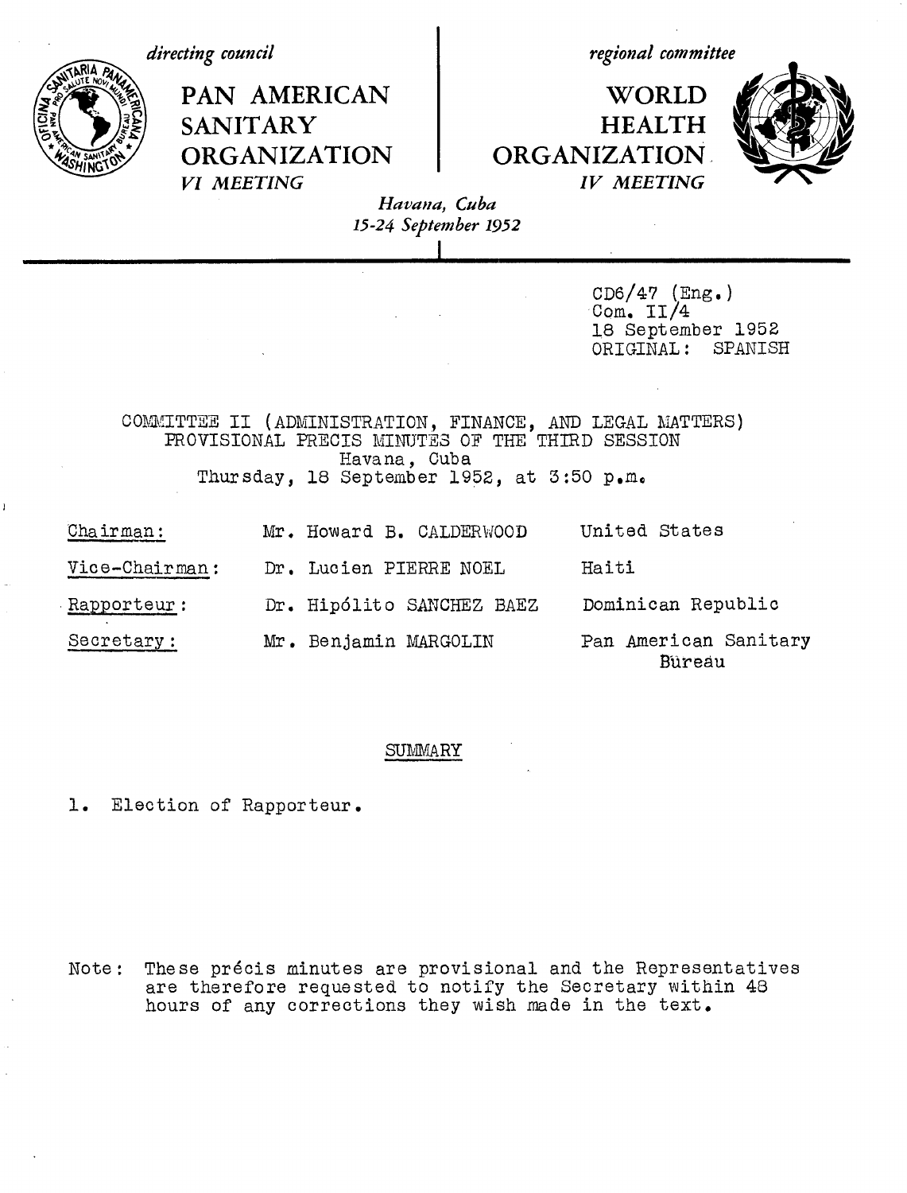*directing council*

**PAN AMERICAN SANITARY ORGANIZATION**

*VI MEETING*

*regional committee*

**WORLD HEALTH ORGANIZATION**

*IV MEETING*

*Havana, Cuba*
*15-24 September 1952*

CD6/47 (Eng.)
Com. II/4
18 September 1952
ORIGINAL: SPANISH

COMMITTEE II (ADMINISTRATION, FINANCE, AND LEGAL MATTERS)
PROVISIONAL PRECIS MINUTES OF THE THIRD SESSION
Havana, Cuba
Thursday, 18 September 1952, at 3:50 p.m.

| | | |
|---|---|---|
| Chairman: | Mr. Howard B. CALDERWOOD | United States |
| Vice-Chairman: | Dr. Lucien PIERRE NOEL | Haiti |
| Rapporteur: | Dr. Hipólito SANCHEZ BAEZ | Dominican Republic |
| Secretary: | Mr. Benjamin MARGOLIN | Pan American Sanitary Bureau |

SUMMARY

1. Election of Rapporteur.

Note: These précis minutes are provisional and the Representatives are therefore requested to notify the Secretary within 48 hours of any corrections they wish made in the text.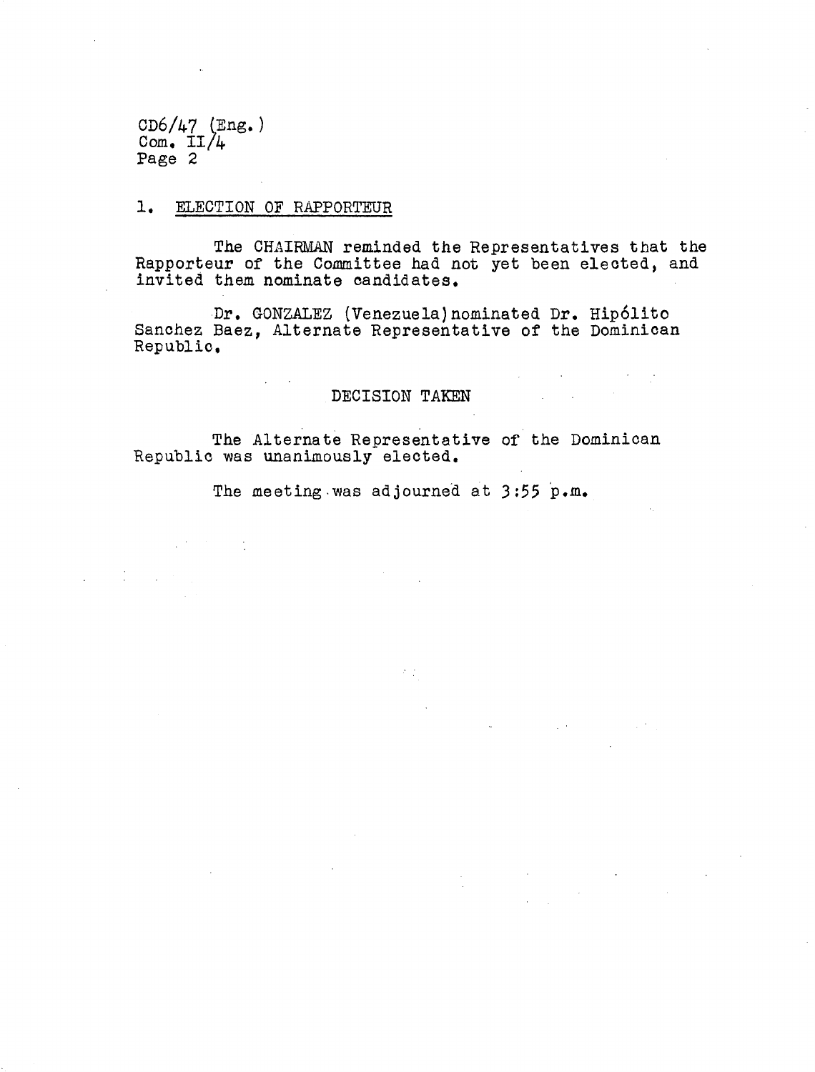## 1. ELECTION OF RAPPORTEUR

The CHAIRMAN reminded the Representatives that the Rapporteur of the Committee had not yet been elected, and invited them nominate candidates.

Dr. GONZALEZ (Venezuela) nominated Dr. Hipólito Sanchez Baez, Alternate Representative of the Dominican Republic.

DECISION TAKEN

The Alternate Representative of the Dominican Republic was unanimously elected.

The meeting was adjourned at 3:55 p.m.